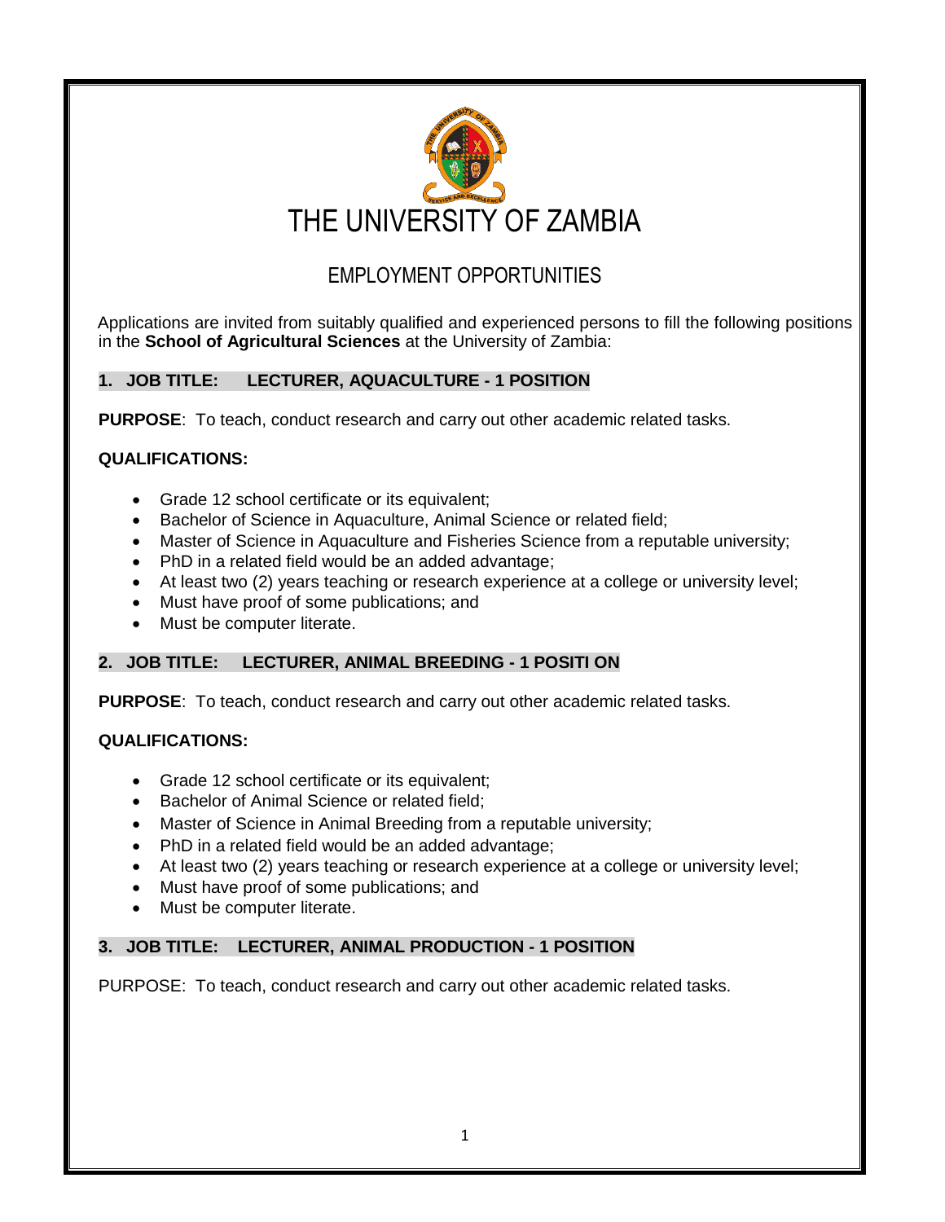# THE UNIVERSITY OF ZAMBIA

## EMPLOYMENT OPPORTUNITIES

Applications are invited from suitably qualified and experienced persons to fill the following positions in the **School of Agricultural Sciences** at the University of Zambia:

### 1. JOB TITLE: LECTURER, AQUACULTURE - 1 POSITION

**PURPOSE**: To teach, conduct research and carry out other academic related tasks.

**QUALIFICATIONS:**

- Grade 12 school certificate or its equivalent;
- Bachelor of Science in Aquaculture, Animal Science or related field;
- Master of Science in Aquaculture and Fisheries Science from a reputable university;
- PhD in a related field would be an added advantage;
- At least two (2) years teaching or research experience at a college or university level;
- Must have proof of some publications; and
- Must be computer literate.

### 2. JOB TITLE: LECTURER, ANIMAL BREEDING - 1 POSITI ON

**PURPOSE**: To teach, conduct research and carry out other academic related tasks.

**QUALIFICATIONS:**

- Grade 12 school certificate or its equivalent;
- Bachelor of Animal Science or related field;
- Master of Science in Animal Breeding from a reputable university;
- PhD in a related field would be an added advantage;
- At least two (2) years teaching or research experience at a college or university level;
- Must have proof of some publications; and
- Must be computer literate.

### 3. JOB TITLE: LECTURER, ANIMAL PRODUCTION - 1 POSITION

PURPOSE: To teach, conduct research and carry out other academic related tasks.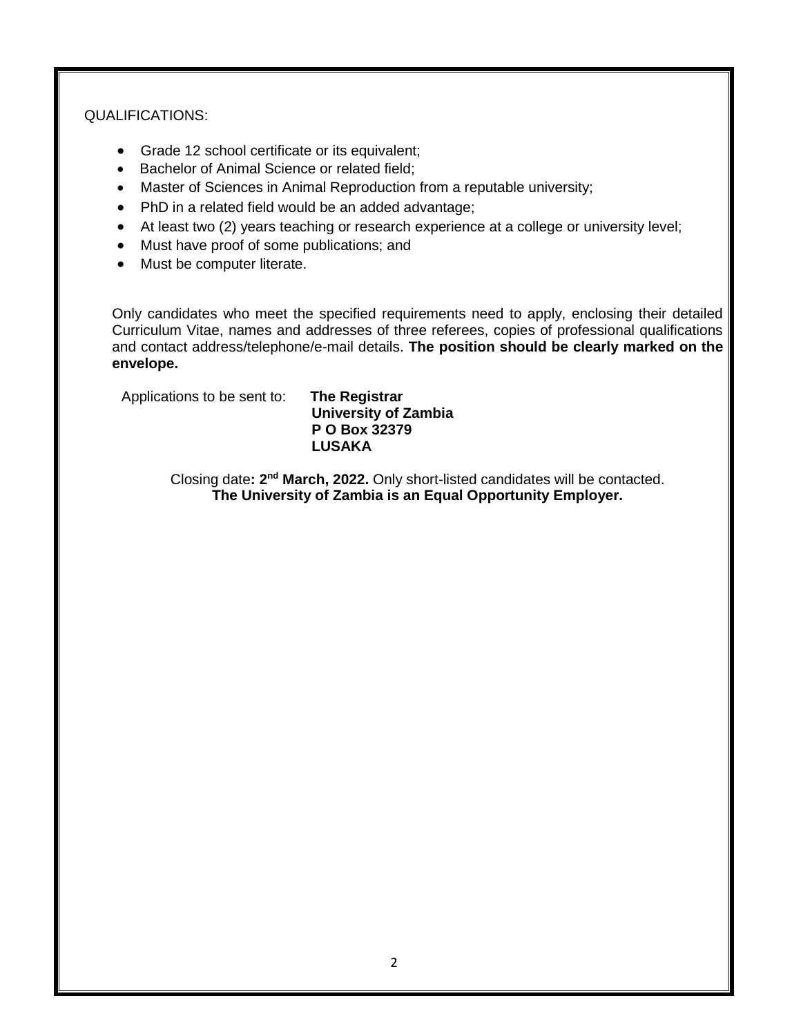QUALIFICATIONS:

- Grade 12 school certificate or its equivalent;
- Bachelor of Animal Science or related field;
- Master of Sciences in Animal Reproduction from a reputable university;
- PhD in a related field would be an added advantage;
- At least two (2) years teaching or research experience at a college or university level;
- Must have proof of some publications; and
- Must be computer literate.

Only candidates who meet the specified requirements need to apply, enclosing their detailed Curriculum Vitae, names and addresses of three referees, copies of professional qualifications and contact address/telephone/e-mail details. **The position should be clearly marked on the envelope.**

Applications to be sent to: **The Registrar**
**University of Zambia**
**P O Box 32379**
**LUSAKA**

Closing date**: 2nd March, 2022.** Only short-listed candidates will be contacted.
**The University of Zambia is an Equal Opportunity Employer.**